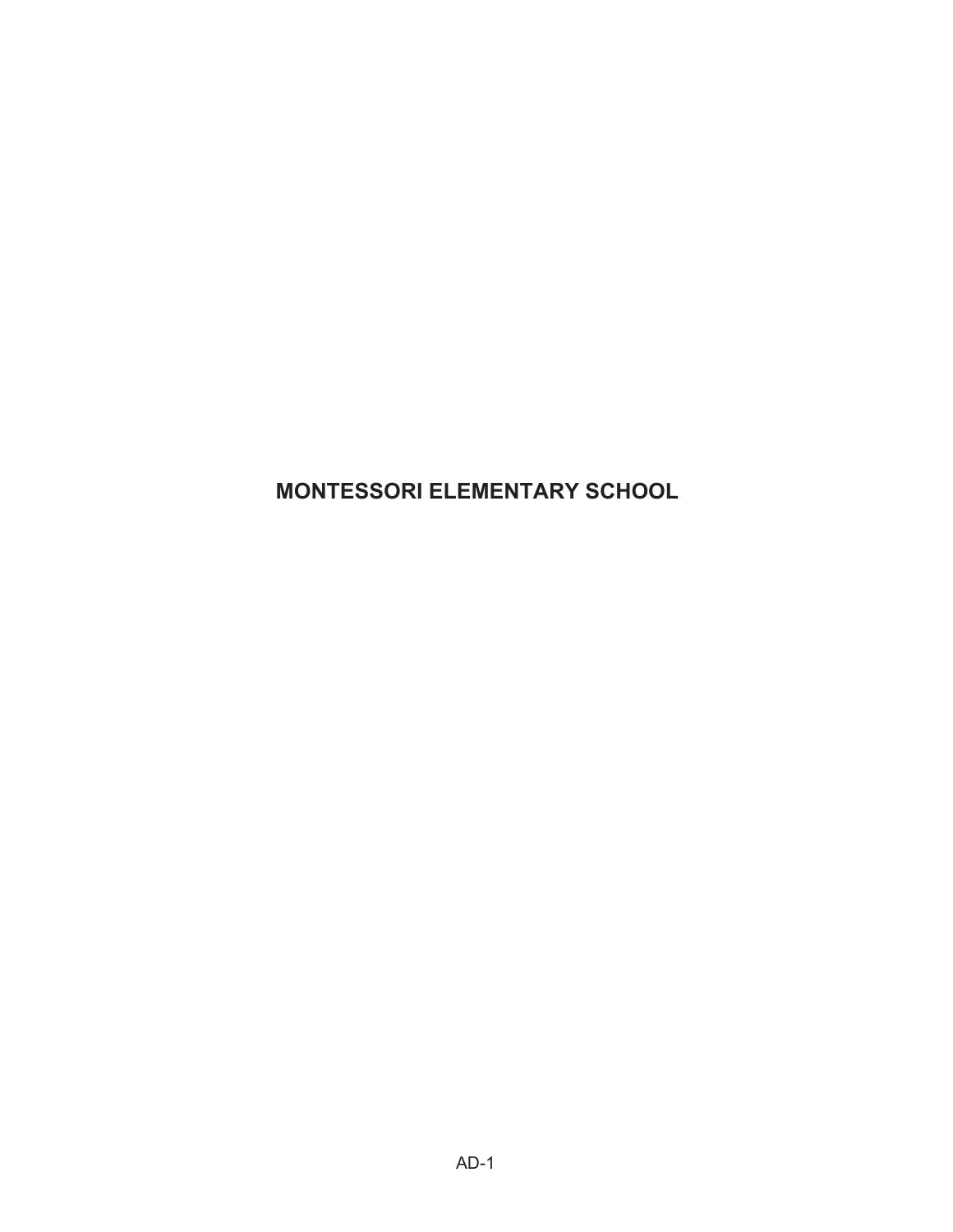# MONTESSORI ELEMENTARY SCHOOL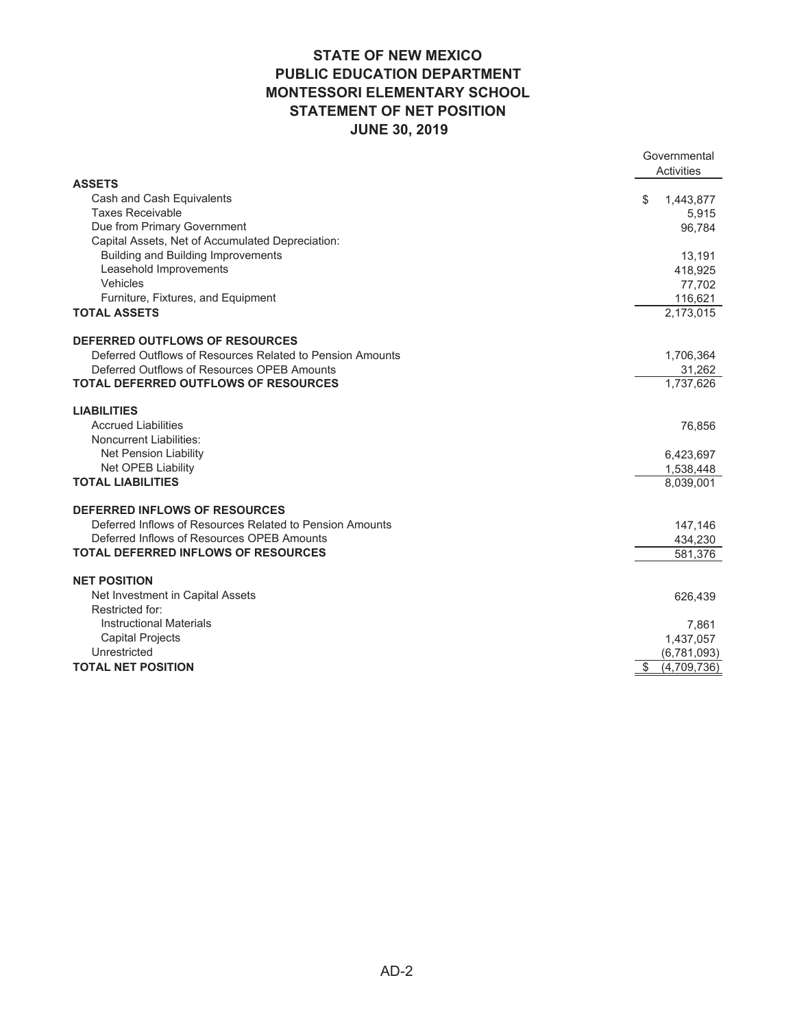# STATE OF NEW MEXICO
# PUBLIC EDUCATION DEPARTMENT
# MONTESSORI ELEMENTARY SCHOOL
# STATEMENT OF NET POSITION
# JUNE 30, 2019

| | Governmental Activities |
|---|---|
| **ASSETS** | |
| Cash and Cash Equivalents | $ 1,443,877 |
| Taxes Receivable | 5,915 |
| Due from Primary Government | 96,784 |
| Capital Assets, Net of Accumulated Depreciation: | |
| Building and Building Improvements | 13,191 |
| Leasehold Improvements | 418,925 |
| Vehicles | 77,702 |
| Furniture, Fixtures, and Equipment | 116,621 |
| **TOTAL ASSETS** | 2,173,015 |
| | |
| **DEFERRED OUTFLOWS OF RESOURCES** | |
| Deferred Outflows of Resources Related to Pension Amounts | 1,706,364 |
| Deferred Outflows of Resources OPEB Amounts | 31,262 |
| **TOTAL DEFERRED OUTFLOWS OF RESOURCES** | 1,737,626 |
| | |
| **LIABILITIES** | |
| Accrued Liabilities | 76,856 |
| Noncurrent Liabilities: | |
| Net Pension Liability | 6,423,697 |
| Net OPEB Liability | 1,538,448 |
| **TOTAL LIABILITIES** | 8,039,001 |
| | |
| **DEFERRED INFLOWS OF RESOURCES** | |
| Deferred Inflows of Resources Related to Pension Amounts | 147,146 |
| Deferred Inflows of Resources OPEB Amounts | 434,230 |
| **TOTAL DEFERRED INFLOWS OF RESOURCES** | 581,376 |
| | |
| **NET POSITION** | |
| Net Investment in Capital Assets | 626,439 |
| Restricted for: | |
| Instructional Materials | 7,861 |
| Capital Projects | 1,437,057 |
| Unrestricted | (6,781,093) |
| **TOTAL NET POSITION** | $ (4,709,736) |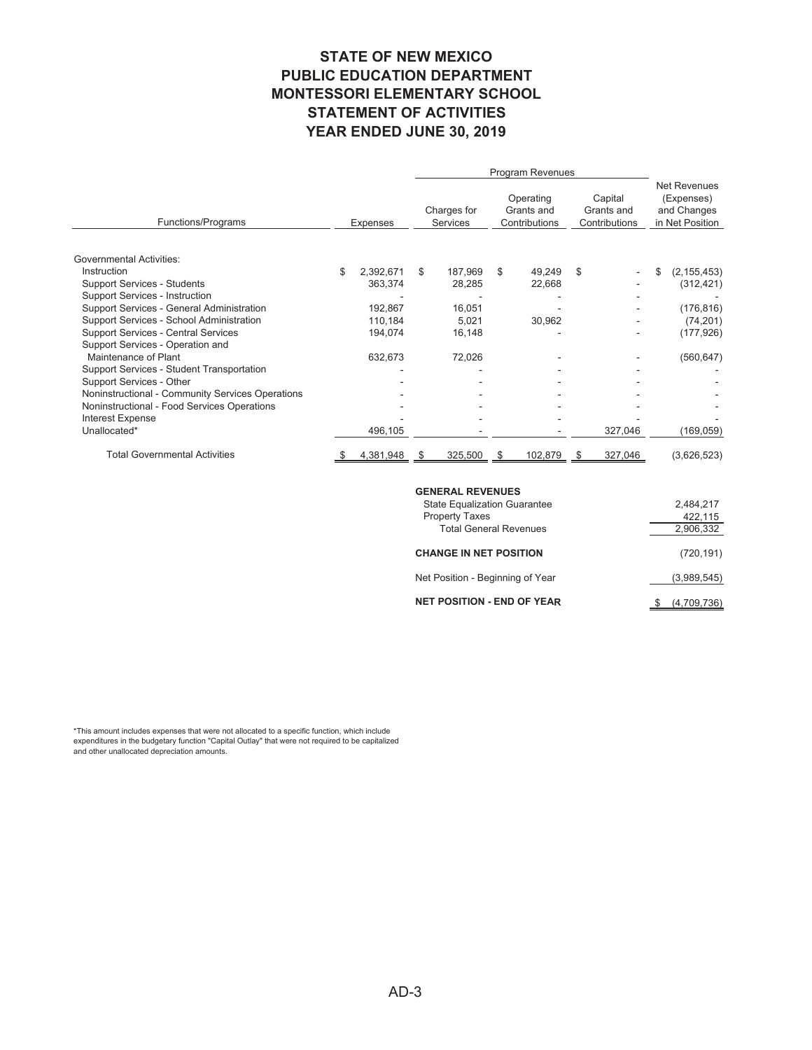# STATE OF NEW MEXICO
# PUBLIC EDUCATION DEPARTMENT
# MONTESSORI ELEMENTARY SCHOOL
# STATEMENT OF ACTIVITIES
# YEAR ENDED JUNE 30, 2019

| Functions/Programs | Expenses | Program Revenues: Charges for Services | Program Revenues: Operating Grants and Contributions | Program Revenues: Capital Grants and Contributions | Net Revenues (Expenses) and Changes in Net Position |
|---|---|---|---|---|---|
| Governmental Activities: | | | | | |
| Instruction | $ 2,392,671 | $ 187,969 | $ 49,249 | $ - | $ (2,155,453) |
| Support Services - Students | 363,374 | 28,285 | 22,668 | - | (312,421) |
| Support Services - Instruction | - | - | - | - | - |
| Support Services - General Administration | 192,867 | 16,051 | - | - | (176,816) |
| Support Services - School Administration | 110,184 | 5,021 | 30,962 | - | (74,201) |
| Support Services - Central Services | 194,074 | 16,148 | - | - | (177,926) |
| Support Services - Operation and Maintenance of Plant | 632,673 | 72,026 | - | - | (560,647) |
| Support Services - Student Transportation | - | - | - | - | - |
| Support Services - Other | - | - | - | - | - |
| Noninstructional - Community Services Operations | - | - | - | - | - |
| Noninstructional - Food Services Operations | - | - | - | - | - |
| Interest Expense | - | - | - | - | - |
| Unallocated* | 496,105 | - | - | 327,046 | (169,059) |
| Total Governmental Activities | $ 4,381,948 | $ 325,500 | $ 102,879 | $ 327,046 | (3,626,523) |

| | |
|---|---|
| **GENERAL REVENUES** | |
| State Equalization Guarantee | 2,484,217 |
| Property Taxes | 422,115 |
| Total General Revenues | 2,906,332 |
| **CHANGE IN NET POSITION** | (720,191) |
| Net Position - Beginning of Year | (3,989,545) |
| **NET POSITION - END OF YEAR** | $ (4,709,736) |

*This amount includes expenses that were not allocated to a specific function, which include expenditures in the budgetary function "Capital Outlay" that were not required to be capitalized and other unallocated depreciation amounts.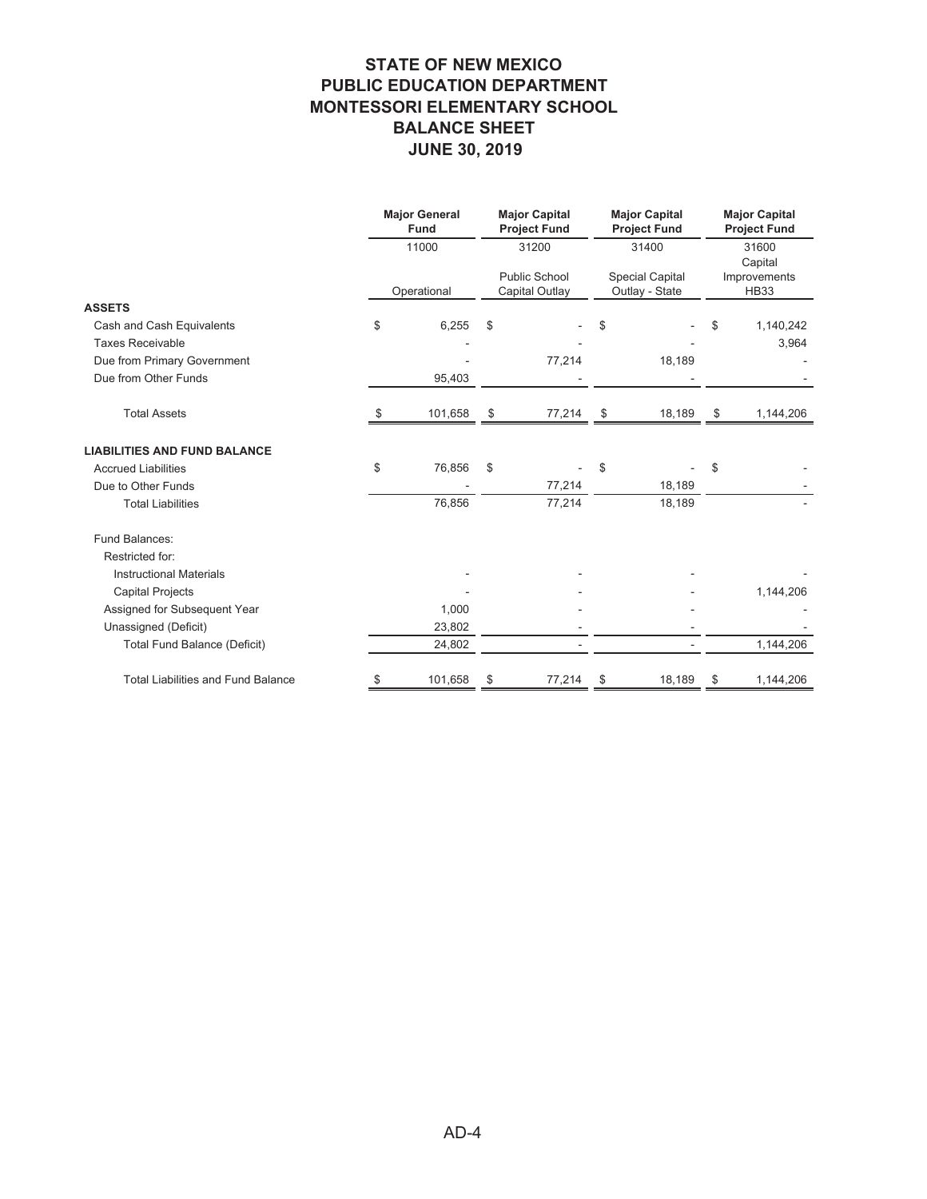# STATE OF NEW MEXICO
# PUBLIC EDUCATION DEPARTMENT
# MONTESSORI ELEMENTARY SCHOOL
# BALANCE SHEET
# JUNE 30, 2019

| | Major General Fund | Major Capital Project Fund | Major Capital Project Fund | Major Capital Project Fund |
|---|---|---|---|---|
| | 11000 | 31200 | 31400 | 31600 |
| | Operational | Public School Capital Outlay | Special Capital Outlay - State | Capital Improvements HB33 |
| **ASSETS** | | | | |
| Cash and Cash Equivalents | $ 6,255 | $ - | $ - | $ 1,140,242 |
| Taxes Receivable | - | - | - | 3,964 |
| Due from Primary Government | - | 77,214 | 18,189 | - |
| Due from Other Funds | 95,403 | - | - | - |
| Total Assets | $ 101,658 | $ 77,214 | $ 18,189 | $ 1,144,206 |
| **LIABILITIES AND FUND BALANCE** | | | | |
| Accrued Liabilities | $ 76,856 | $ - | $ - | $ - |
| Due to Other Funds | - | 77,214 | 18,189 | - |
| Total Liabilities | 76,856 | 77,214 | 18,189 | - |
| Fund Balances: | | | | |
| Restricted for: | | | | |
| Instructional Materials | - | - | - | - |
| Capital Projects | - | - | - | 1,144,206 |
| Assigned for Subsequent Year | 1,000 | - | - | - |
| Unassigned (Deficit) | 23,802 | - | - | - |
| Total Fund Balance (Deficit) | 24,802 | - | - | 1,144,206 |
| Total Liabilities and Fund Balance | $ 101,658 | $ 77,214 | $ 18,189 | $ 1,144,206 |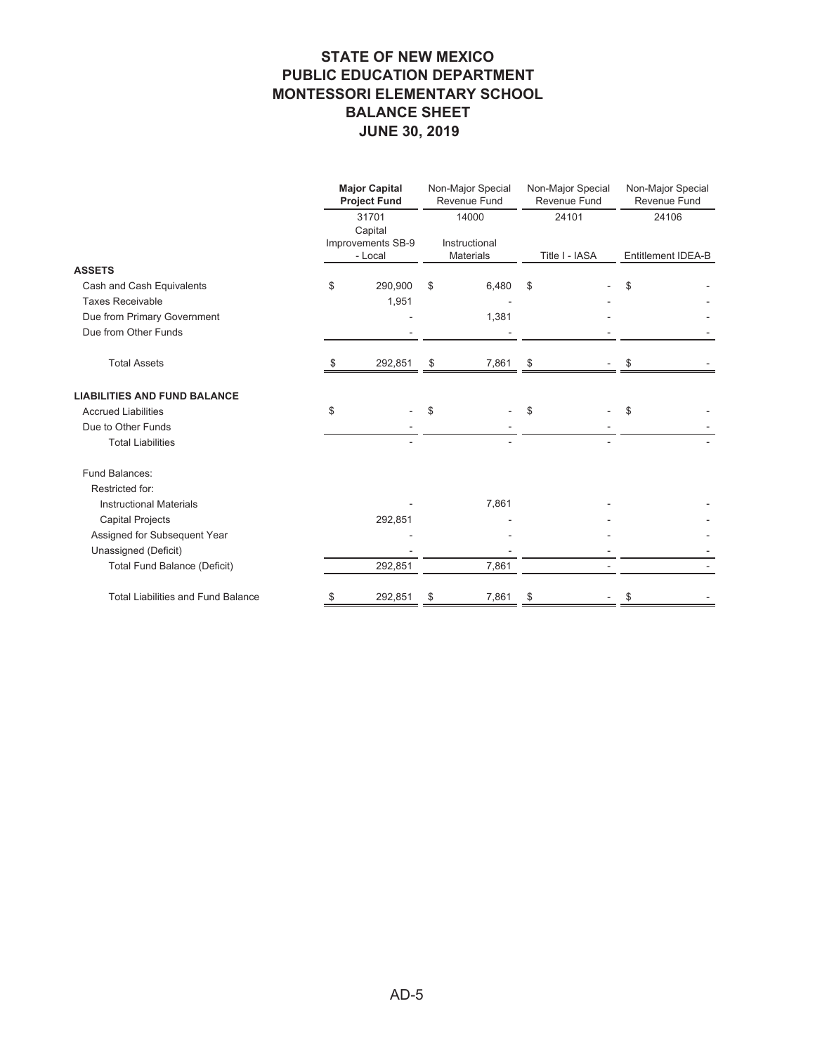# STATE OF NEW MEXICO
# PUBLIC EDUCATION DEPARTMENT
# MONTESSORI ELEMENTARY SCHOOL
# BALANCE SHEET
# JUNE 30, 2019

| | **Major Capital Project Fund** | Non-Major Special Revenue Fund | Non-Major Special Revenue Fund | Non-Major Special Revenue Fund |
|---|---|---|---|---|
| | 31701 Capital Improvements SB-9 - Local | 14000 Instructional Materials | 24101 Title I - IASA | 24106 Entitlement IDEA-B |
| **ASSETS** | | | | |
| Cash and Cash Equivalents | $ 290,900 | $ 6,480 | $ - | $ - |
| Taxes Receivable | 1,951 | - | - | - |
| Due from Primary Government | - | 1,381 | - | - |
| Due from Other Funds | - | - | - | - |
| Total Assets | $ 292,851 | $ 7,861 | $ - | $ - |
| **LIABILITIES AND FUND BALANCE** | | | | |
| Accrued Liabilities | $ - | $ - | $ - | $ - |
| Due to Other Funds | - | - | - | - |
| Total Liabilities | - | - | - | - |
| Fund Balances: | | | | |
| Restricted for: | | | | |
| Instructional Materials | - | 7,861 | - | - |
| Capital Projects | 292,851 | - | - | - |
| Assigned for Subsequent Year | - | - | - | - |
| Unassigned (Deficit) | - | - | - | - |
| Total Fund Balance (Deficit) | 292,851 | 7,861 | - | - |
| Total Liabilities and Fund Balance | $ 292,851 | $ 7,861 | $ - | $ - |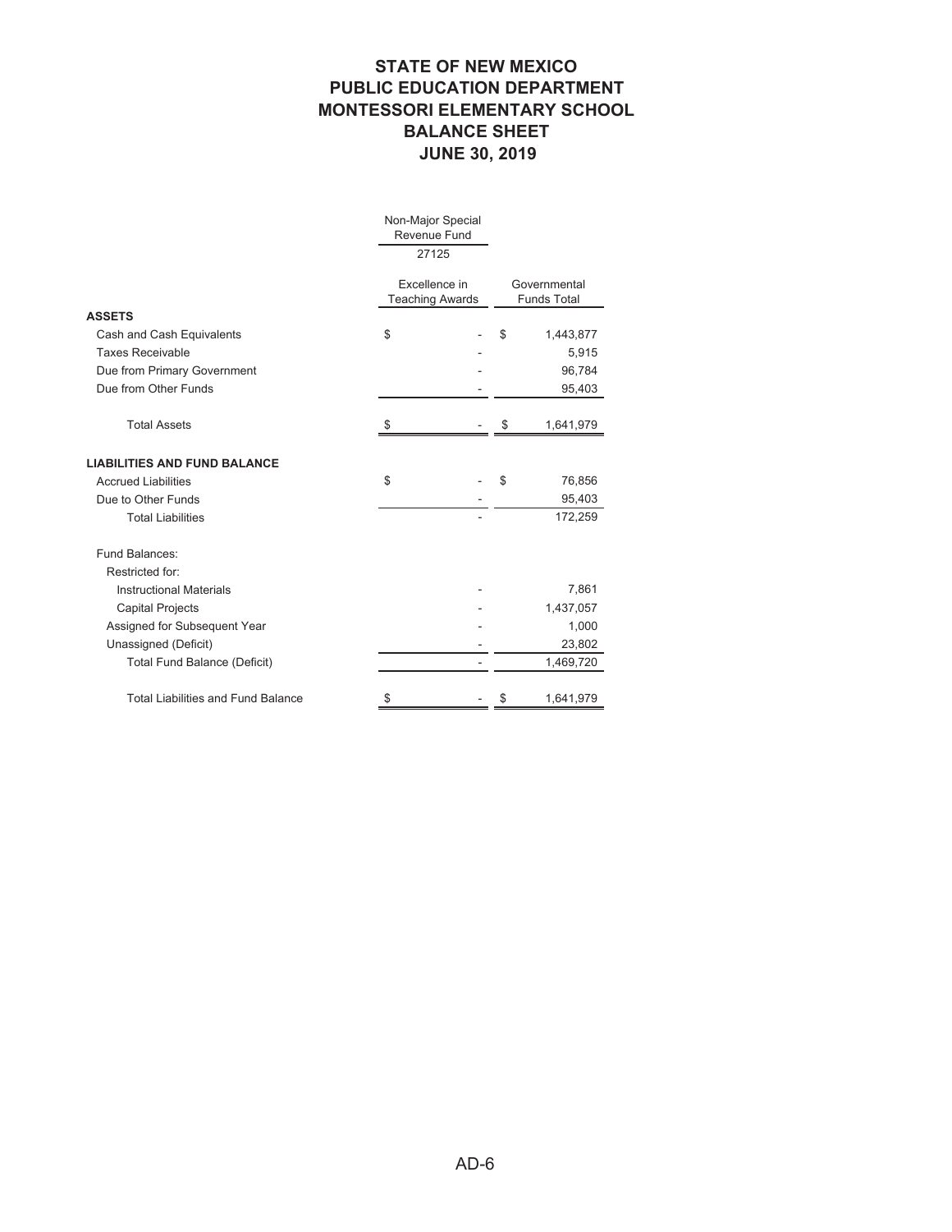# STATE OF NEW MEXICO
# PUBLIC EDUCATION DEPARTMENT
# MONTESSORI ELEMENTARY SCHOOL
# BALANCE SHEET
# JUNE 30, 2019

| | Non-Major Special Revenue Fund | |
|---|---|---|
| | 27125 | |
| | Excellence in Teaching Awards | Governmental Funds Total |
| **ASSETS** | | |
| Cash and Cash Equivalents | $ - | $ 1,443,877 |
| Taxes Receivable | - | 5,915 |
| Due from Primary Government | - | 96,784 |
| Due from Other Funds | - | 95,403 |
| Total Assets | $ - | $ 1,641,979 |
| **LIABILITIES AND FUND BALANCE** | | |
| Accrued Liabilities | $ - | $ 76,856 |
| Due to Other Funds | - | 95,403 |
| Total Liabilities | - | 172,259 |
| Fund Balances: | | |
| Restricted for: | | |
| Instructional Materials | - | 7,861 |
| Capital Projects | - | 1,437,057 |
| Assigned for Subsequent Year | - | 1,000 |
| Unassigned (Deficit) | - | 23,802 |
| Total Fund Balance (Deficit) | - | 1,469,720 |
| Total Liabilities and Fund Balance | $ - | $ 1,641,979 |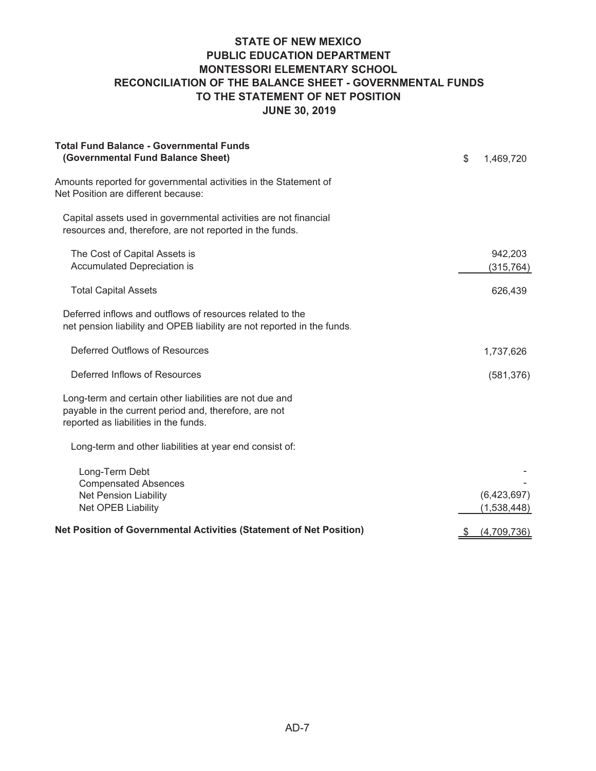# STATE OF NEW MEXICO
## PUBLIC EDUCATION DEPARTMENT
## MONTESSORI ELEMENTARY SCHOOL
## RECONCILIATION OF THE BALANCE SHEET - GOVERNMENTAL FUNDS TO THE STATEMENT OF NET POSITION
## JUNE 30, 2019

| | |
|---|---|
| **Total Fund Balance - Governmental Funds (Governmental Fund Balance Sheet)** | $ 1,469,720 |
| Amounts reported for governmental activities in the Statement of Net Position are different because: | |
| Capital assets used in governmental activities are not financial resources and, therefore, are not reported in the funds. | |
| The Cost of Capital Assets is | 942,203 |
| Accumulated Depreciation is | (315,764) |
| Total Capital Assets | 626,439 |
| Deferred inflows and outflows of resources related to the net pension liability and OPEB liability are not reported in the funds. | |
| Deferred Outflows of Resources | 1,737,626 |
| Deferred Inflows of Resources | (581,376) |
| Long-term and certain other liabilities are not due and payable in the current period and, therefore, are not reported as liabilities in the funds. | |
| Long-term and other liabilities at year end consist of: | |
| Long-Term Debt | - |
| Compensated Absences | - |
| Net Pension Liability | (6,423,697) |
| Net OPEB Liability | (1,538,448) |
| **Net Position of Governmental Activities (Statement of Net Position)** | $ (4,709,736) |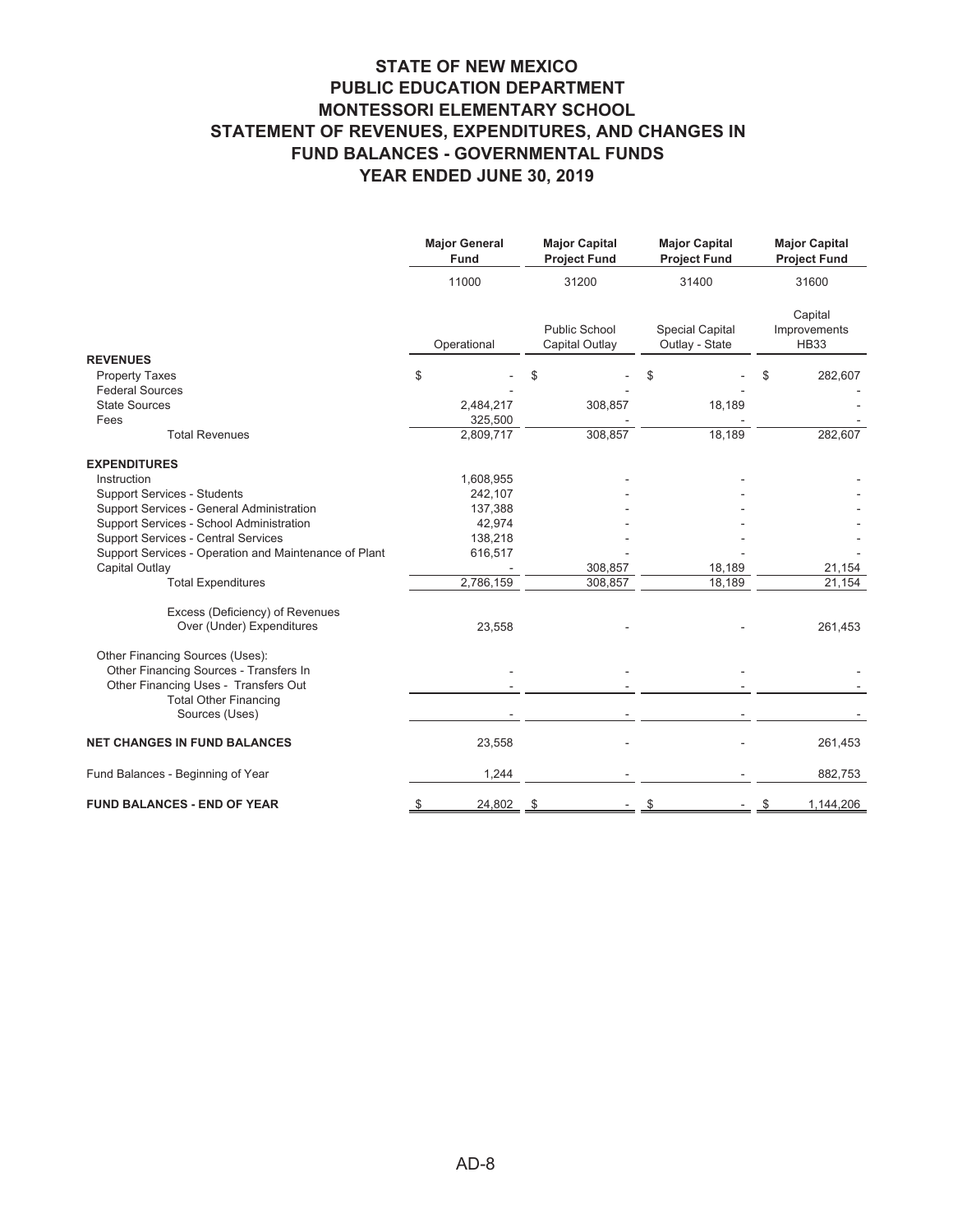# STATE OF NEW MEXICO
# PUBLIC EDUCATION DEPARTMENT
# MONTESSORI ELEMENTARY SCHOOL
# STATEMENT OF REVENUES, EXPENDITURES, AND CHANGES IN FUND BALANCES - GOVERNMENTAL FUNDS
# YEAR ENDED JUNE 30, 2019

| | Major General Fund | Major Capital Project Fund | Major Capital Project Fund | Major Capital Project Fund |
|---|---|---|---|---|
| | 11000 | 31200 | 31400 | 31600 |
| | Operational | Public School Capital Outlay | Special Capital Outlay - State | Capital Improvements HB33 |
| **REVENUES** | | | | |
| Property Taxes | $ - | $ - | $ - | $ 282,607 |
| Federal Sources | - | - | - | - |
| State Sources | 2,484,217 | 308,857 | 18,189 | - |
| Fees | 325,500 | - | - | - |
| Total Revenues | 2,809,717 | 308,857 | 18,189 | 282,607 |
| **EXPENDITURES** | | | | |
| Instruction | 1,608,955 | - | - | - |
| Support Services - Students | 242,107 | - | - | - |
| Support Services - General Administration | 137,388 | - | - | - |
| Support Services - School Administration | 42,974 | - | - | - |
| Support Services - Central Services | 138,218 | - | - | - |
| Support Services - Operation and Maintenance of Plant | 616,517 | - | - | - |
| Capital Outlay | - | 308,857 | 18,189 | 21,154 |
| Total Expenditures | 2,786,159 | 308,857 | 18,189 | 21,154 |
| Excess (Deficiency) of Revenues Over (Under) Expenditures | 23,558 | - | - | 261,453 |
| Other Financing Sources (Uses): | | | | |
| Other Financing Sources - Transfers In | - | - | - | - |
| Other Financing Uses - Transfers Out | - | - | - | - |
| Total Other Financing Sources (Uses) | - | - | - | - |
| **NET CHANGES IN FUND BALANCES** | 23,558 | - | - | 261,453 |
| Fund Balances - Beginning of Year | 1,244 | - | - | 882,753 |
| **FUND BALANCES - END OF YEAR** | $ 24,802 | $ - | $ - | $ 1,144,206 |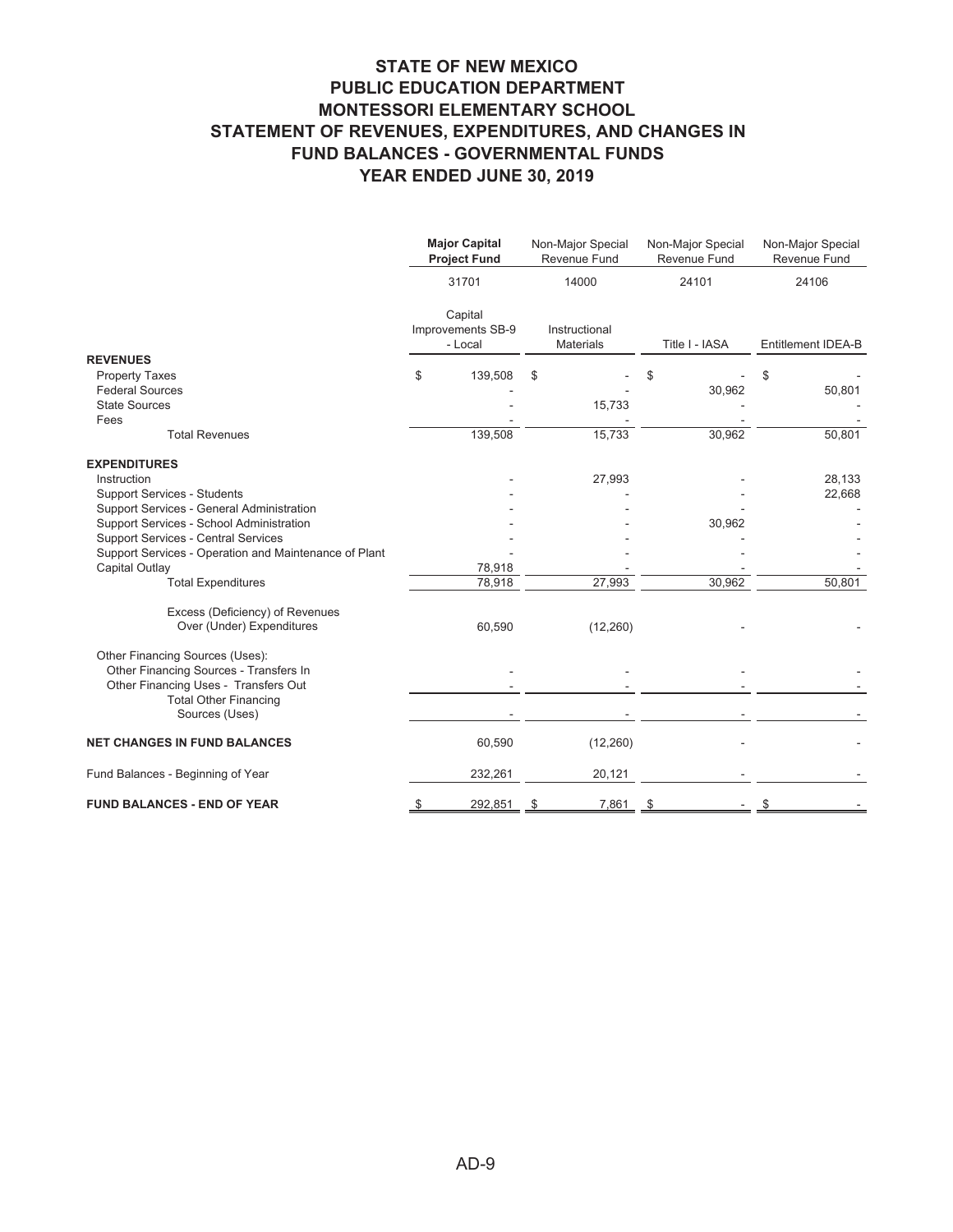# STATE OF NEW MEXICO
# PUBLIC EDUCATION DEPARTMENT
# MONTESSORI ELEMENTARY SCHOOL
# STATEMENT OF REVENUES, EXPENDITURES, AND CHANGES IN FUND BALANCES - GOVERNMENTAL FUNDS
# YEAR ENDED JUNE 30, 2019

| | **Major Capital Project Fund** | Non-Major Special Revenue Fund | Non-Major Special Revenue Fund | Non-Major Special Revenue Fund |
|---|---|---|---|---|
| | 31701 | 14000 | 24101 | 24106 |
| | Capital Improvements SB-9 - Local | Instructional Materials | Title I - IASA | Entitlement IDEA-B |
| **REVENUES** | | | | |
| Property Taxes | $ 139,508 | $ - | $ - | $ - |
| Federal Sources | - | - | 30,962 | 50,801 |
| State Sources | - | 15,733 | - | - |
| Fees | - | - | - | - |
| Total Revenues | 139,508 | 15,733 | 30,962 | 50,801 |
| **EXPENDITURES** | | | | |
| Instruction | - | 27,993 | - | 28,133 |
| Support Services - Students | - | - | - | 22,668 |
| Support Services - General Administration | - | - | - | - |
| Support Services - School Administration | - | - | 30,962 | - |
| Support Services - Central Services | - | - | - | - |
| Support Services - Operation and Maintenance of Plant | - | - | - | - |
| Capital Outlay | 78,918 | - | - | - |
| Total Expenditures | 78,918 | 27,993 | 30,962 | 50,801 |
| Excess (Deficiency) of Revenues Over (Under) Expenditures | 60,590 | (12,260) | - | - |
| Other Financing Sources (Uses): | | | | |
| Other Financing Sources - Transfers In | - | - | - | - |
| Other Financing Uses - Transfers Out | - | - | - | - |
| Total Other Financing Sources (Uses) | - | - | - | - |
| **NET CHANGES IN FUND BALANCES** | 60,590 | (12,260) | - | - |
| Fund Balances - Beginning of Year | 232,261 | 20,121 | - | - |
| **FUND BALANCES - END OF YEAR** | $ 292,851 | $ 7,861 | $ - | $ - |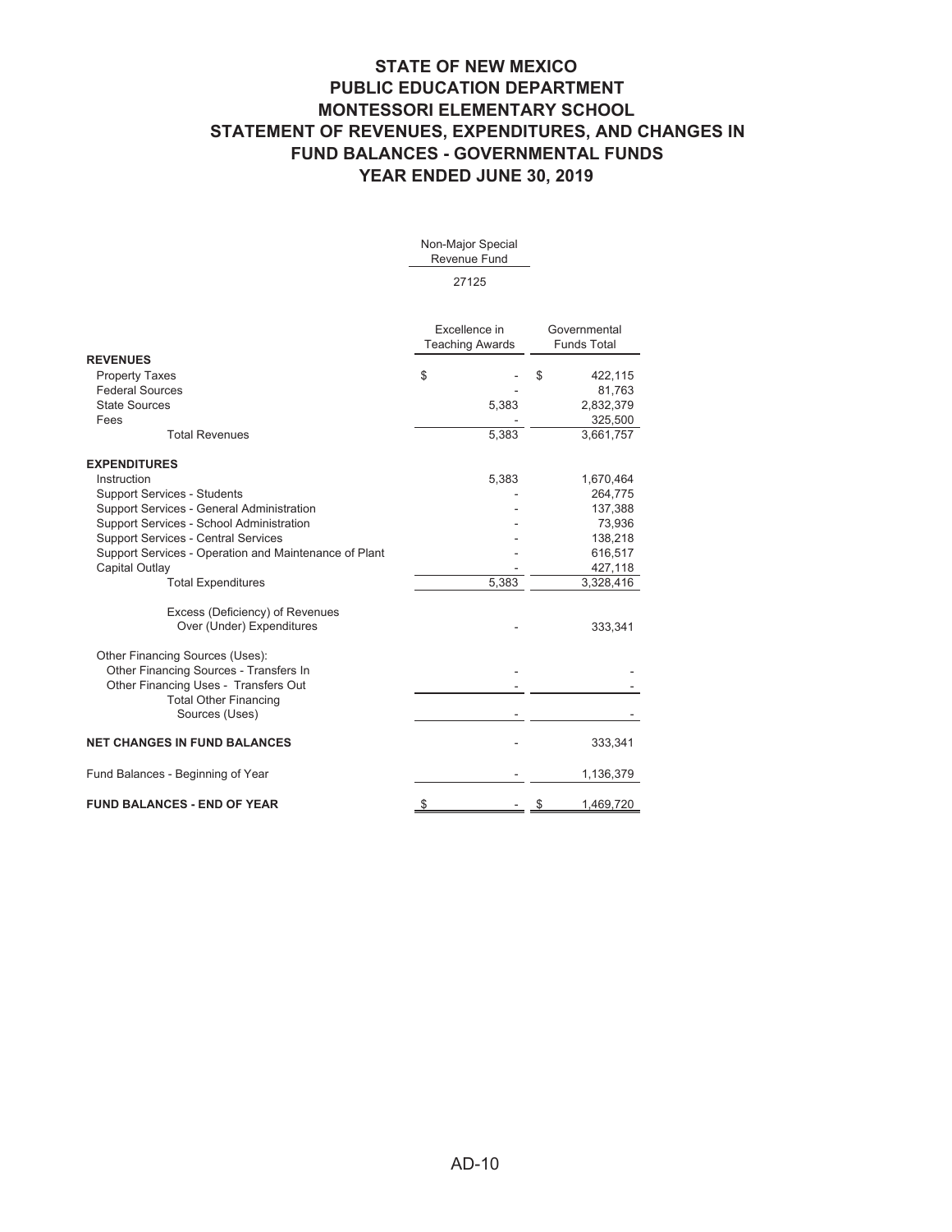# STATE OF NEW MEXICO
# PUBLIC EDUCATION DEPARTMENT
# MONTESSORI ELEMENTARY SCHOOL
# STATEMENT OF REVENUES, EXPENDITURES, AND CHANGES IN FUND BALANCES - GOVERNMENTAL FUNDS
# YEAR ENDED JUNE 30, 2019

| | Non-Major Special Revenue Fund | |
|---|---|---|
| | 27125 | |
| | Excellence in Teaching Awards | Governmental Funds Total |
| **REVENUES** | | |
| Property Taxes | $ - | $ 422,115 |
| Federal Sources | - | 81,763 |
| State Sources | 5,383 | 2,832,379 |
| Fees | - | 325,500 |
| Total Revenues | 5,383 | 3,661,757 |
| **EXPENDITURES** | | |
| Instruction | 5,383 | 1,670,464 |
| Support Services - Students | - | 264,775 |
| Support Services - General Administration | - | 137,388 |
| Support Services - School Administration | - | 73,936 |
| Support Services - Central Services | - | 138,218 |
| Support Services - Operation and Maintenance of Plant | - | 616,517 |
| Capital Outlay | - | 427,118 |
| Total Expenditures | 5,383 | 3,328,416 |
| Excess (Deficiency) of Revenues Over (Under) Expenditures | - | 333,341 |
| Other Financing Sources (Uses): | | |
| Other Financing Sources - Transfers In | - | - |
| Other Financing Uses - Transfers Out | - | - |
| Total Other Financing Sources (Uses) | - | - |
| **NET CHANGES IN FUND BALANCES** | - | 333,341 |
| Fund Balances - Beginning of Year | - | 1,136,379 |
| **FUND BALANCES - END OF YEAR** | $ - | $ 1,469,720 |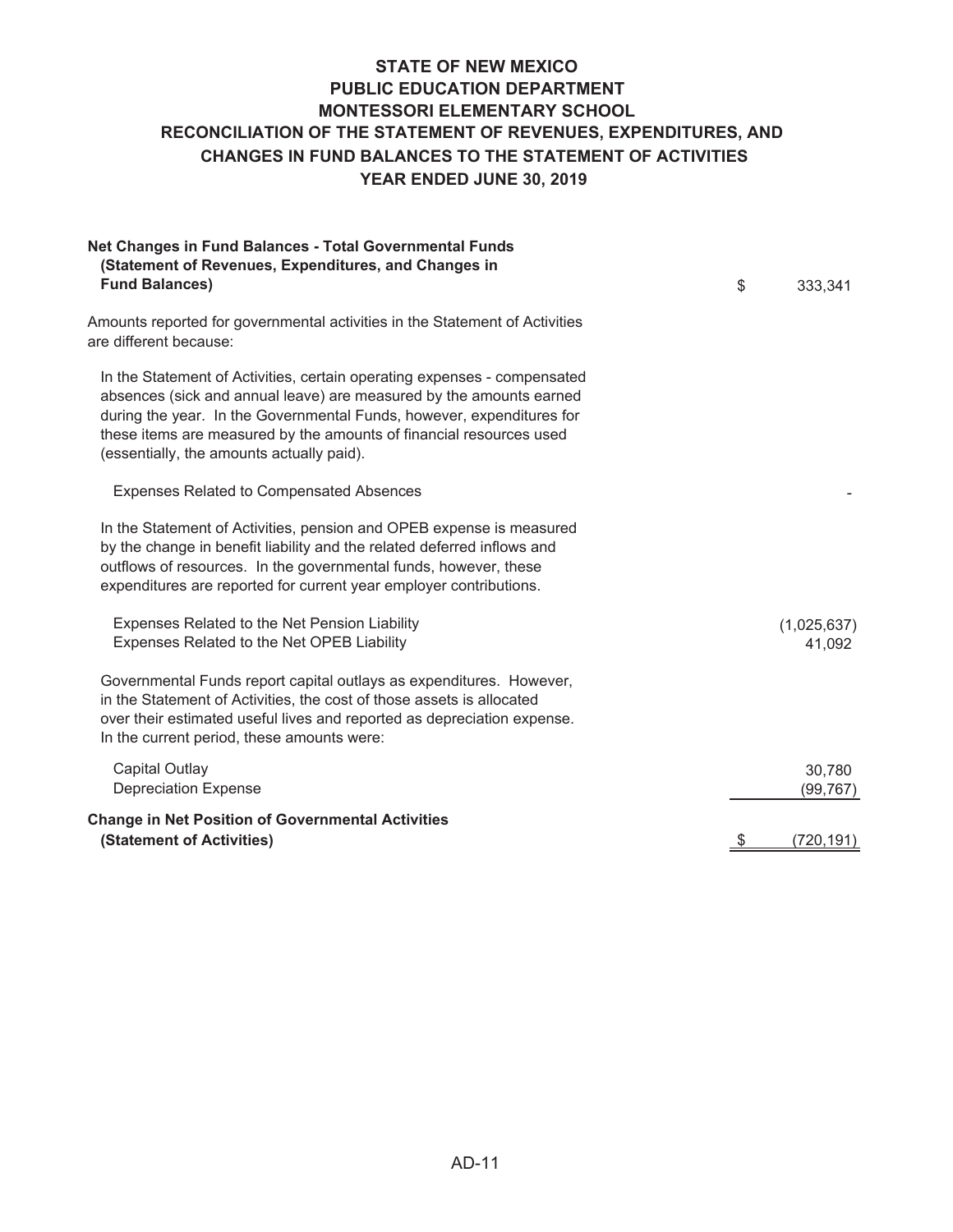# STATE OF NEW MEXICO
# PUBLIC EDUCATION DEPARTMENT
# MONTESSORI ELEMENTARY SCHOOL
## RECONCILIATION OF THE STATEMENT OF REVENUES, EXPENDITURES, AND CHANGES IN FUND BALANCES TO THE STATEMENT OF ACTIVITIES
## YEAR ENDED JUNE 30, 2019

| | |
|---|---|
| **Net Changes in Fund Balances - Total Governmental Funds (Statement of Revenues, Expenditures, and Changes in Fund Balances)** | $ 333,341 |
| Amounts reported for governmental activities in the Statement of Activities are different because: | |
| In the Statement of Activities, certain operating expenses - compensated absences (sick and annual leave) are measured by the amounts earned during the year. In the Governmental Funds, however, expenditures for these items are measured by the amounts of financial resources used (essentially, the amounts actually paid). | |
| Expenses Related to Compensated Absences | - |
| In the Statement of Activities, pension and OPEB expense is measured by the change in benefit liability and the related deferred inflows and outflows of resources. In the governmental funds, however, these expenditures are reported for current year employer contributions. | |
| Expenses Related to the Net Pension Liability | (1,025,637) |
| Expenses Related to the Net OPEB Liability | 41,092 |
| Governmental Funds report capital outlays as expenditures. However, in the Statement of Activities, the cost of those assets is allocated over their estimated useful lives and reported as depreciation expense. In the current period, these amounts were: | |
| Capital Outlay | 30,780 |
| Depreciation Expense | (99,767) |
| **Change in Net Position of Governmental Activities (Statement of Activities)** | $ (720,191) |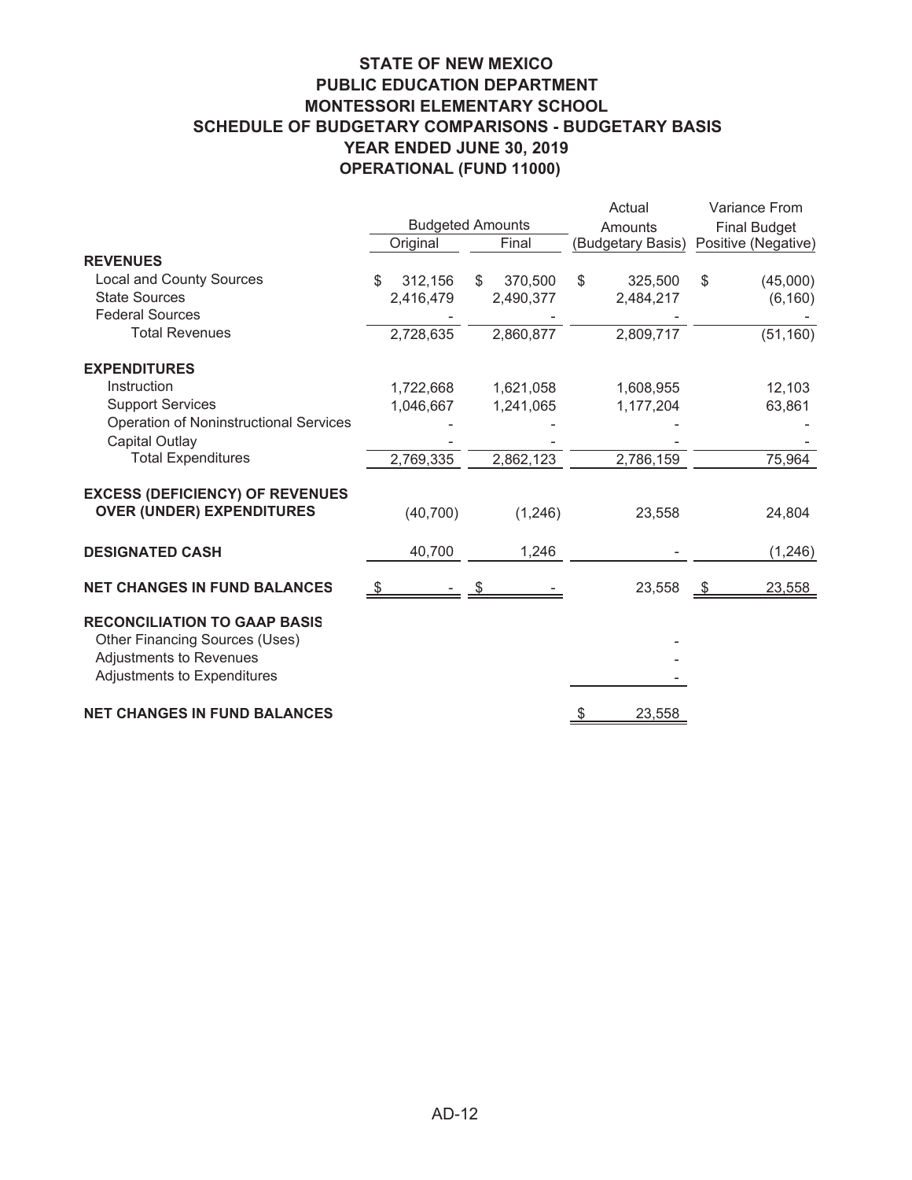# STATE OF NEW MEXICO
## PUBLIC EDUCATION DEPARTMENT
## MONTESSORI ELEMENTARY SCHOOL
## SCHEDULE OF BUDGETARY COMPARISONS - BUDGETARY BASIS
## YEAR ENDED JUNE 30, 2019
## OPERATIONAL (FUND 11000)

| | Budgeted Amounts | | Actual Amounts | Variance From Final Budget |
|---|---|---|---|---|
| | Original | Final | (Budgetary Basis) | Positive (Negative) |
| **REVENUES** | | | | |
| Local and County Sources | $ 312,156 | $ 370,500 | $ 325,500 | $ (45,000) |
| State Sources | 2,416,479 | 2,490,377 | 2,484,217 | (6,160) |
| Federal Sources | - | - | - | - |
| Total Revenues | 2,728,635 | 2,860,877 | 2,809,717 | (51,160) |
| **EXPENDITURES** | | | | |
| Instruction | 1,722,668 | 1,621,058 | 1,608,955 | 12,103 |
| Support Services | 1,046,667 | 1,241,065 | 1,177,204 | 63,861 |
| Operation of Noninstructional Services | - | - | - | - |
| Capital Outlay | - | - | - | - |
| Total Expenditures | 2,769,335 | 2,862,123 | 2,786,159 | 75,964 |
| **EXCESS (DEFICIENCY) OF REVENUES OVER (UNDER) EXPENDITURES** | (40,700) | (1,246) | 23,558 | 24,804 |
| **DESIGNATED CASH** | 40,700 | 1,246 | - | (1,246) |
| **NET CHANGES IN FUND BALANCES** | $ - | $ - | 23,558 | $ 23,558 |
| **RECONCILIATION TO GAAP BASIS** | | | | |
| Other Financing Sources (Uses) | | | - | |
| Adjustments to Revenues | | | - | |
| Adjustments to Expenditures | | | - | |
| **NET CHANGES IN FUND BALANCES** | | | $ 23,558 | |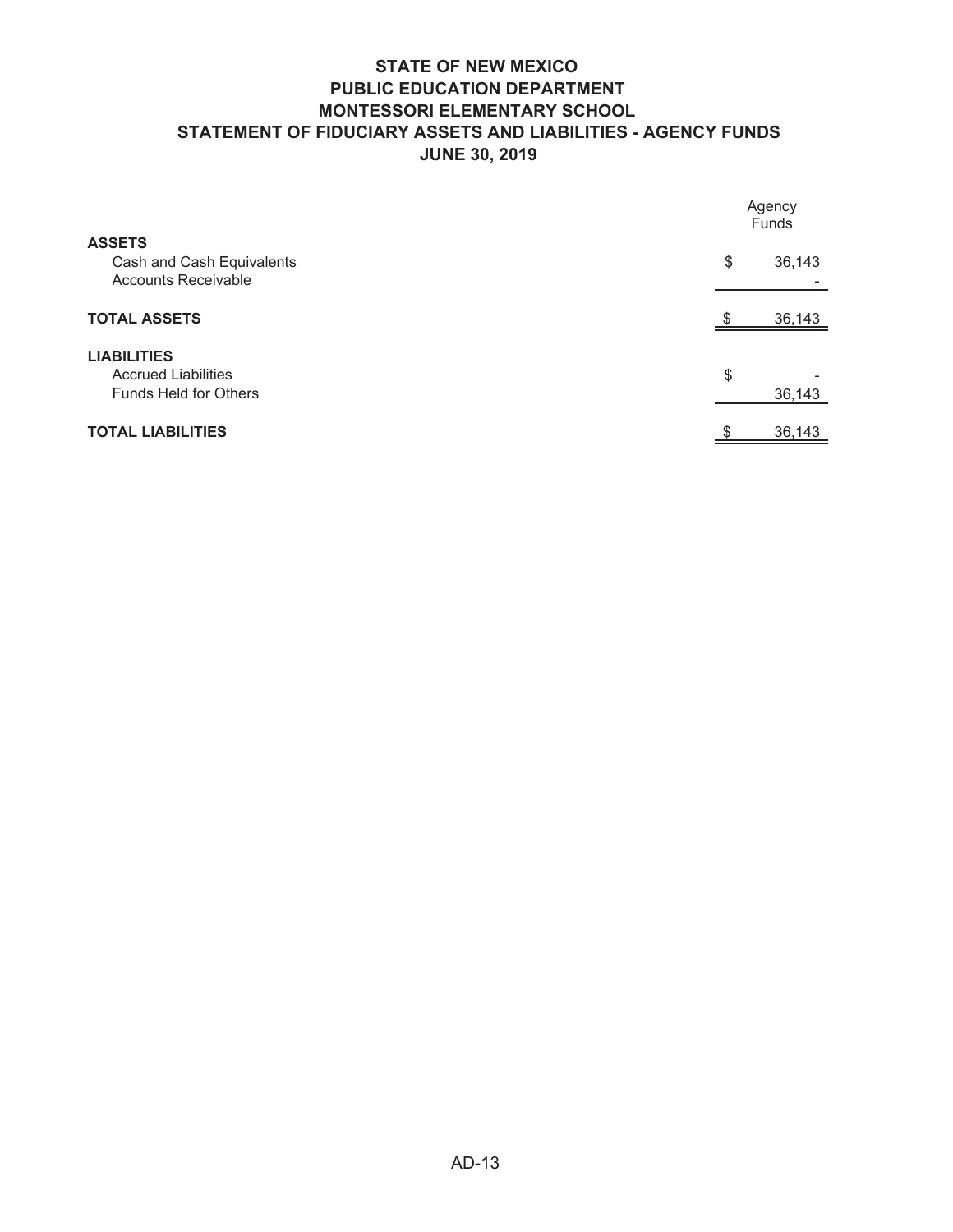# STATE OF NEW MEXICO
# PUBLIC EDUCATION DEPARTMENT
# MONTESSORI ELEMENTARY SCHOOL
# STATEMENT OF FIDUCIARY ASSETS AND LIABILITIES - AGENCY FUNDS
# JUNE 30, 2019

| | Agency Funds |
|---|---|
| **ASSETS** | |
| Cash and Cash Equivalents | $ 36,143 |
| Accounts Receivable | - |
| **TOTAL ASSETS** | $ 36,143 |
| **LIABILITIES** | |
| Accrued Liabilities | $ - |
| Funds Held for Others | 36,143 |
| **TOTAL LIABILITIES** | $ 36,143 |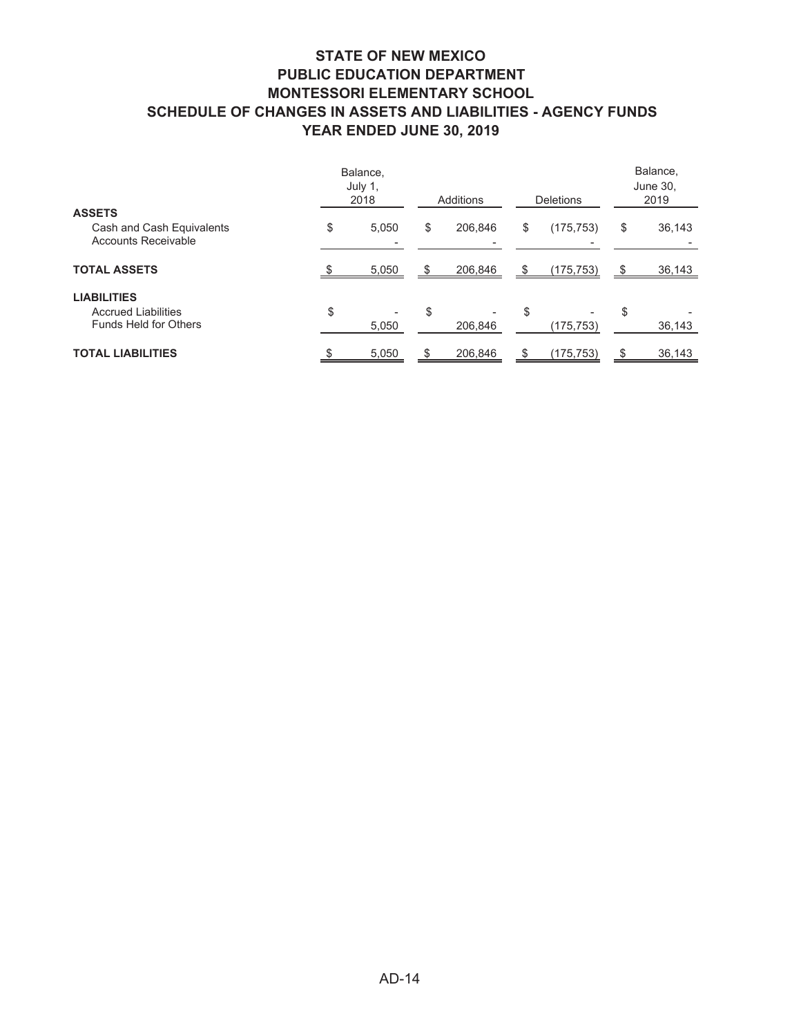# STATE OF NEW MEXICO
# PUBLIC EDUCATION DEPARTMENT
# MONTESSORI ELEMENTARY SCHOOL
# SCHEDULE OF CHANGES IN ASSETS AND LIABILITIES - AGENCY FUNDS
# YEAR ENDED JUNE 30, 2019

| | Balance, July 1, 2018 | Additions | Deletions | Balance, June 30, 2019 |
|---|---|---|---|---|
| **ASSETS** | | | | |
| Cash and Cash Equivalents | $ 5,050 | $ 206,846 | $ (175,753) | $ 36,143 |
| Accounts Receivable | - | - | - | - |
| **TOTAL ASSETS** | $ 5,050 | $ 206,846 | $ (175,753) | $ 36,143 |
| **LIABILITIES** | | | | |
| Accrued Liabilities | $ - | $ - | $ - | $ - |
| Funds Held for Others | 5,050 | 206,846 | (175,753) | 36,143 |
| **TOTAL LIABILITIES** | $ 5,050 | $ 206,846 | $ (175,753) | $ 36,143 |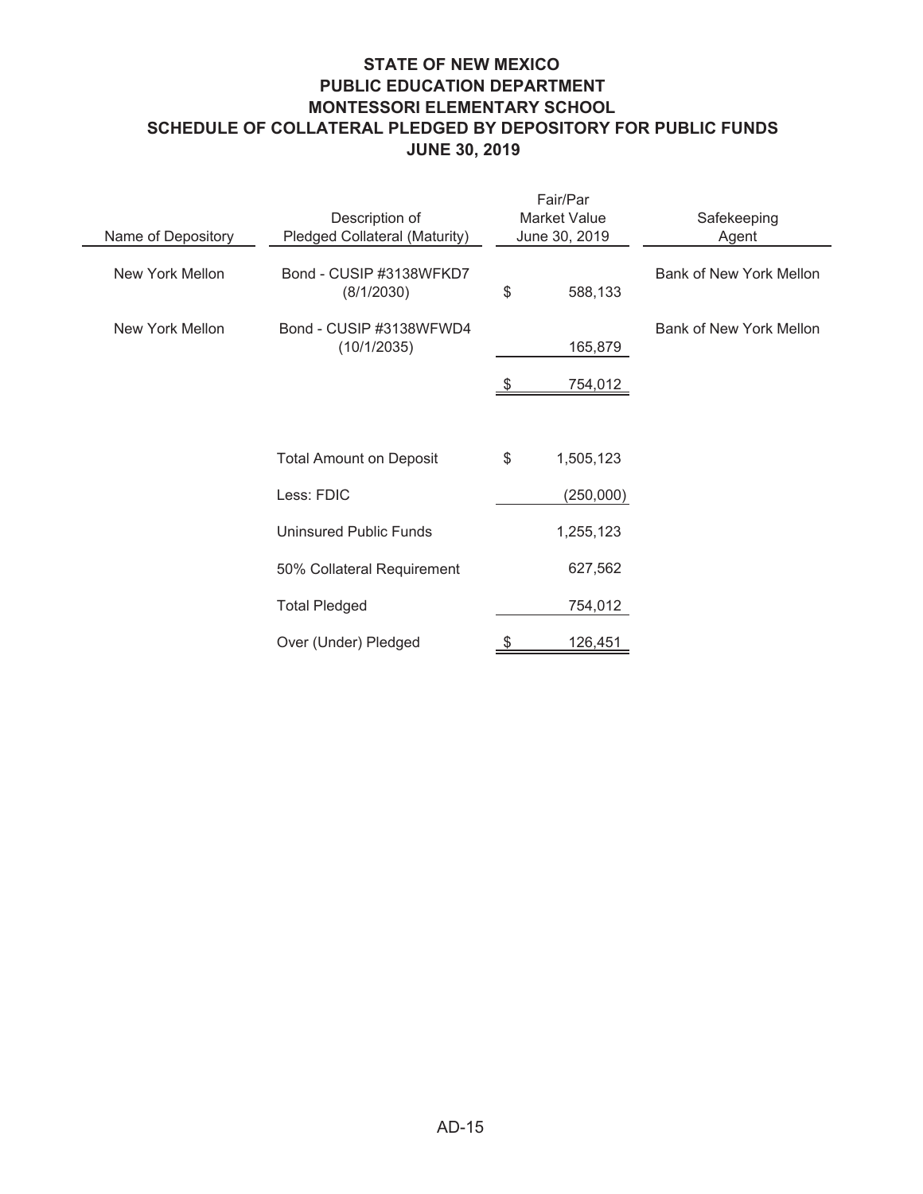# STATE OF NEW MEXICO
## PUBLIC EDUCATION DEPARTMENT
## MONTESSORI ELEMENTARY SCHOOL
## SCHEDULE OF COLLATERAL PLEDGED BY DEPOSITORY FOR PUBLIC FUNDS
## JUNE 30, 2019

| Name of Depository | Description of Pledged Collateral (Maturity) | Fair/Par Market Value June 30, 2019 | Safekeeping Agent |
|---|---|---|---|
| New York Mellon | Bond - CUSIP #3138WFKD7 (8/1/2030) | $ 588,133 | Bank of New York Mellon |
| New York Mellon | Bond - CUSIP #3138WFWD4 (10/1/2035) | 165,879 | Bank of New York Mellon |
| | | $ 754,012 | |

| | |
|---|---|
| Total Amount on Deposit | $ 1,505,123 |
| Less: FDIC | (250,000) |
| Uninsured Public Funds | 1,255,123 |
| 50% Collateral Requirement | 627,562 |
| Total Pledged | 754,012 |
| Over (Under) Pledged | $ 126,451 |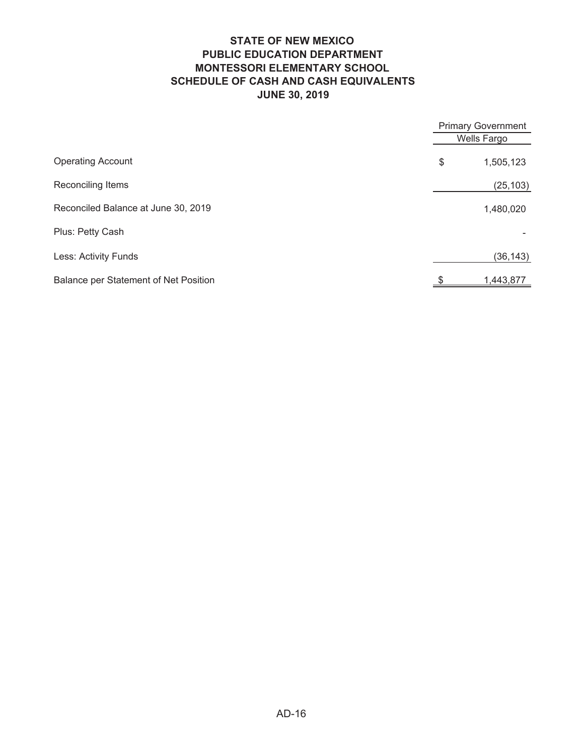# STATE OF NEW MEXICO
# PUBLIC EDUCATION DEPARTMENT
# MONTESSORI ELEMENTARY SCHOOL
# SCHEDULE OF CASH AND CASH EQUIVALENTS
# JUNE 30, 2019

| | Primary Government |
|---|---|
| | Wells Fargo |
| Operating Account | $ 1,505,123 |
| Reconciling Items | (25,103) |
| Reconciled Balance at June 30, 2019 | 1,480,020 |
| Plus: Petty Cash | - |
| Less: Activity Funds | (36,143) |
| Balance per Statement of Net Position | $ 1,443,877 |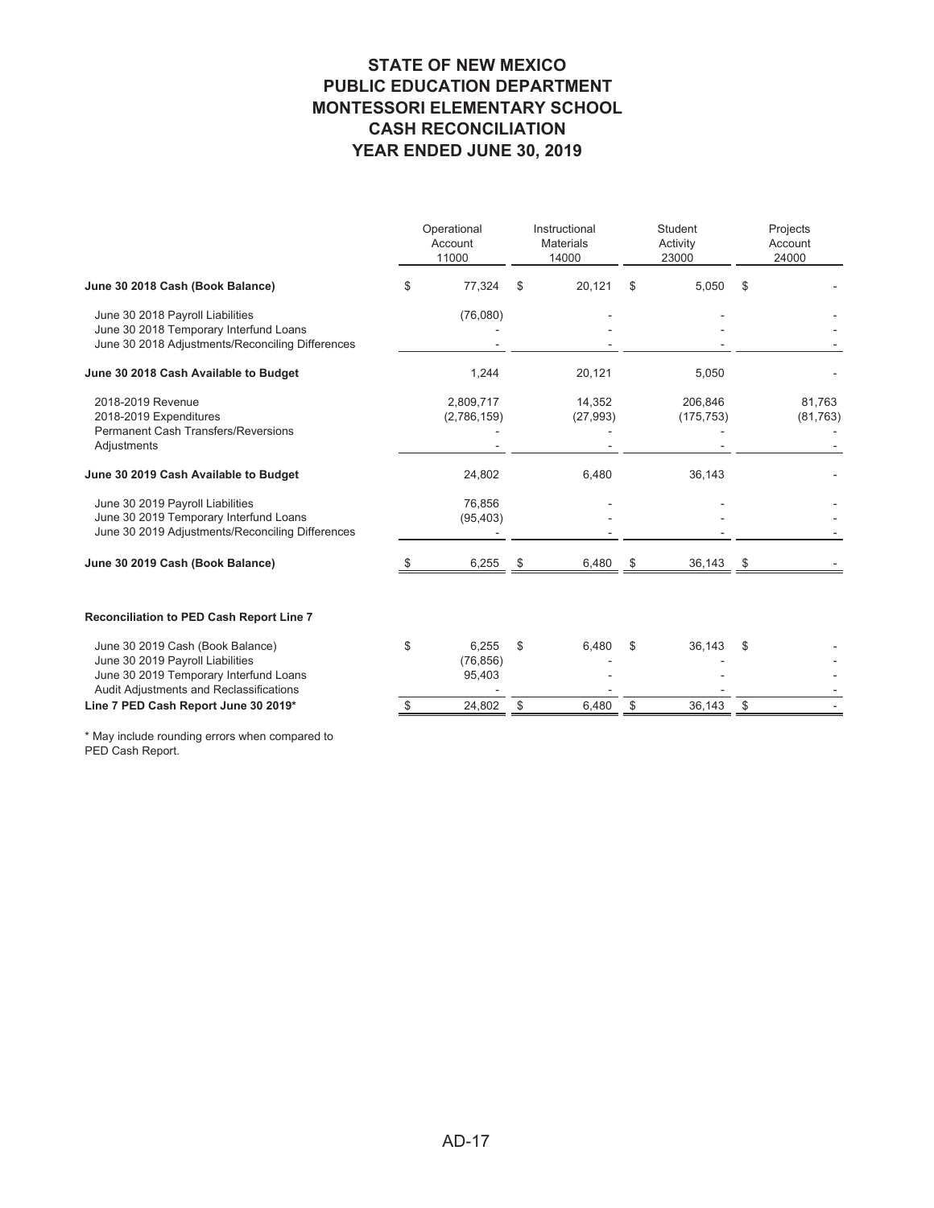# STATE OF NEW MEXICO
# PUBLIC EDUCATION DEPARTMENT
# MONTESSORI ELEMENTARY SCHOOL
# CASH RECONCILIATION
# YEAR ENDED JUNE 30, 2019

| | Operational Account 11000 | Instructional Materials 14000 | Student Activity 23000 | Projects Account 24000 |
|---|---|---|---|---|
| **June 30 2018 Cash (Book Balance)** | $ 77,324 | $ 20,121 | $ 5,050 | $ - |
| June 30 2018 Payroll Liabilities | (76,080) | - | - | - |
| June 30 2018 Temporary Interfund Loans | - | - | - | - |
| June 30 2018 Adjustments/Reconciling Differences | - | - | - | - |
| **June 30 2018 Cash Available to Budget** | 1,244 | 20,121 | 5,050 | - |
| 2018-2019 Revenue | 2,809,717 | 14,352 | 206,846 | 81,763 |
| 2018-2019 Expenditures | (2,786,159) | (27,993) | (175,753) | (81,763) |
| Permanent Cash Transfers/Reversions | - | - | - | - |
| Adjustments | - | - | - | - |
| **June 30 2019 Cash Available to Budget** | 24,802 | 6,480 | 36,143 | - |
| June 30 2019 Payroll Liabilities | 76,856 | - | - | - |
| June 30 2019 Temporary Interfund Loans | (95,403) | - | - | - |
| June 30 2019 Adjustments/Reconciling Differences | - | - | - | - |
| **June 30 2019 Cash (Book Balance)** | $ 6,255 | $ 6,480 | $ 36,143 | $ - |
| | | | | |
| **Reconciliation to PED Cash Report Line 7** | | | | |
| June 30 2019 Cash (Book Balance) | $ 6,255 | $ 6,480 | $ 36,143 | $ - |
| June 30 2019 Payroll Liabilities | (76,856) | - | - | - |
| June 30 2019 Temporary Interfund Loans | 95,403 | - | - | - |
| Audit Adjustments and Reclassifications | - | - | - | - |
| **Line 7 PED Cash Report June 30 2019*** | $ 24,802 | $ 6,480 | $ 36,143 | $ - |

* May include rounding errors when compared to PED Cash Report.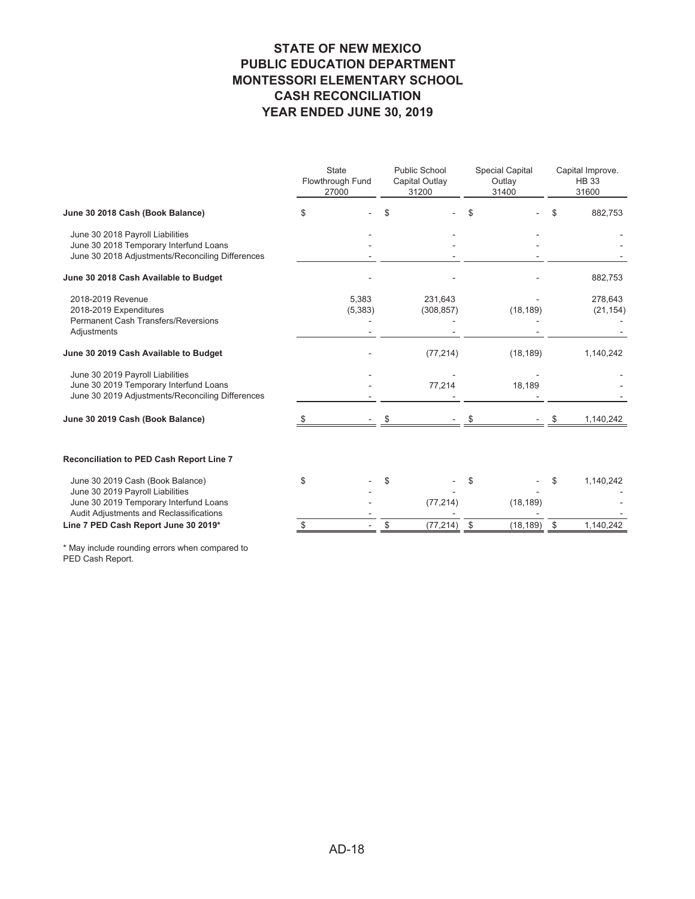# STATE OF NEW MEXICO
# PUBLIC EDUCATION DEPARTMENT
# MONTESSORI ELEMENTARY SCHOOL
# CASH RECONCILIATION
# YEAR ENDED JUNE 30, 2019

| | State Flowthrough Fund 27000 | Public School Capital Outlay 31200 | Special Capital Outlay 31400 | Capital Improve. HB 33 31600 |
|---|---|---|---|---|
| **June 30 2018 Cash (Book Balance)** | $ - | $ - | $ - | $ 882,753 |
| June 30 2018 Payroll Liabilities | - | - | - | - |
| June 30 2018 Temporary Interfund Loans | - | - | - | - |
| June 30 2018 Adjustments/Reconciling Differences | - | - | - | - |
| **June 30 2018 Cash Available to Budget** | - | - | - | 882,753 |
| 2018-2019 Revenue | 5,383 | 231,643 | - | 278,643 |
| 2018-2019 Expenditures | (5,383) | (308,857) | (18,189) | (21,154) |
| Permanent Cash Transfers/Reversions | - | - | - | - |
| Adjustments | - | - | - | - |
| **June 30 2019 Cash Available to Budget** | - | (77,214) | (18,189) | 1,140,242 |
| June 30 2019 Payroll Liabilities | - | - | - | - |
| June 30 2019 Temporary Interfund Loans | - | 77,214 | 18,189 | - |
| June 30 2019 Adjustments/Reconciling Differences | - | - | - | - |
| **June 30 2019 Cash (Book Balance)** | $ - | $ - | $ - | $ 1,140,242 |
| | | | | |
| **Reconciliation to PED Cash Report Line 7** | | | | |
| June 30 2019 Cash (Book Balance) | $ - | $ - | $ - | $ 1,140,242 |
| June 30 2019 Payroll Liabilities | - | - | - | - |
| June 30 2019 Temporary Interfund Loans | - | (77,214) | (18,189) | - |
| Audit Adjustments and Reclassifications | - | - | - | - |
| **Line 7 PED Cash Report June 30 2019*** | $ - | $ (77,214) | $ (18,189) | $ 1,140,242 |

* May include rounding errors when compared to PED Cash Report.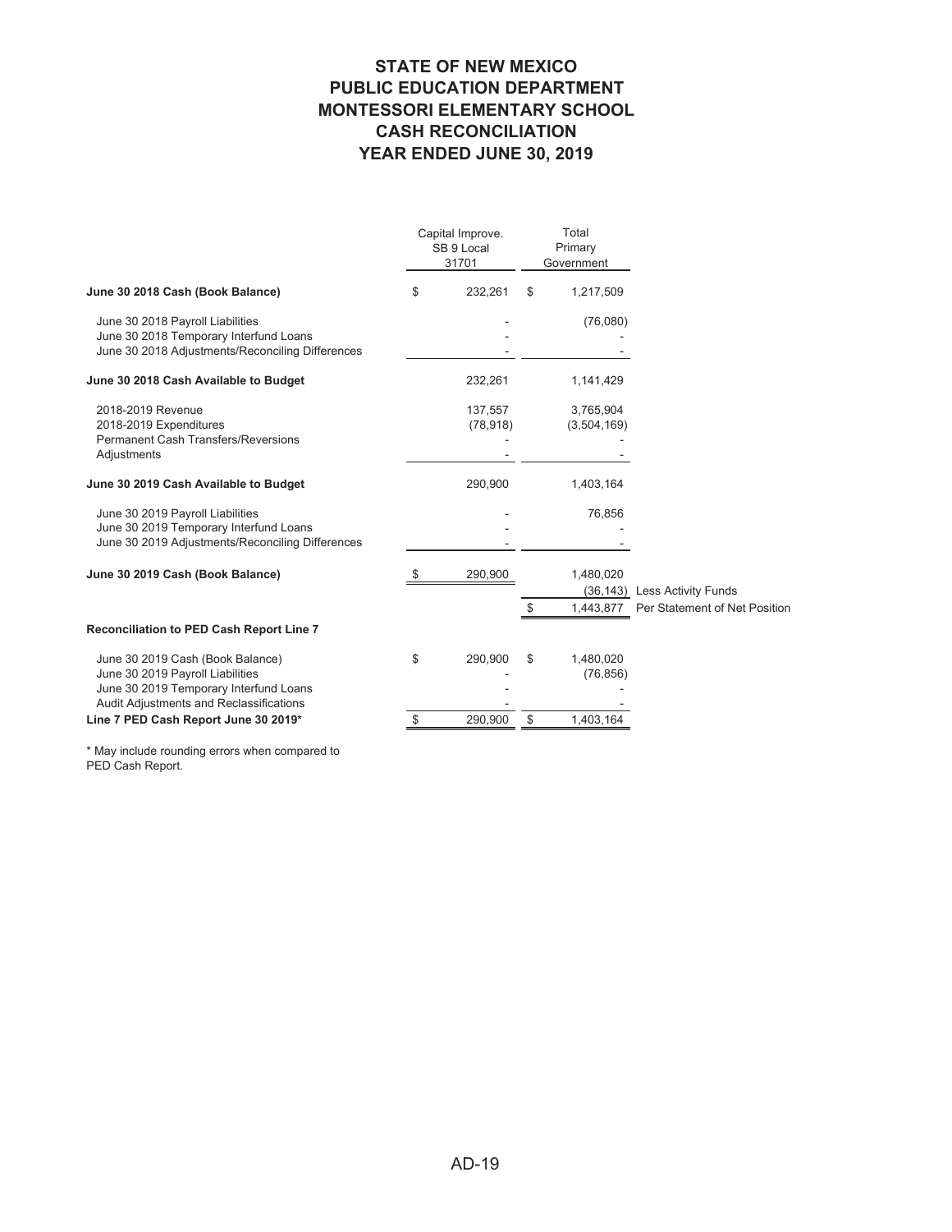# STATE OF NEW MEXICO
# PUBLIC EDUCATION DEPARTMENT
# MONTESSORI ELEMENTARY SCHOOL
# CASH RECONCILIATION
# YEAR ENDED JUNE 30, 2019

| | Capital Improve. SB 9 Local 31701 | Total Primary Government | |
|---|---|---|---|
| **June 30 2018 Cash (Book Balance)** | $ 232,261 | $ 1,217,509 | |
| June 30 2018 Payroll Liabilities | - | (76,080) | |
| June 30 2018 Temporary Interfund Loans | - | - | |
| June 30 2018 Adjustments/Reconciling Differences | - | - | |
| **June 30 2018 Cash Available to Budget** | 232,261 | 1,141,429 | |
| 2018-2019 Revenue | 137,557 | 3,765,904 | |
| 2018-2019 Expenditures | (78,918) | (3,504,169) | |
| Permanent Cash Transfers/Reversions | - | - | |
| Adjustments | - | - | |
| **June 30 2019 Cash Available to Budget** | 290,900 | 1,403,164 | |
| June 30 2019 Payroll Liabilities | - | 76,856 | |
| June 30 2019 Temporary Interfund Loans | - | - | |
| June 30 2019 Adjustments/Reconciling Differences | - | - | |
| **June 30 2019 Cash (Book Balance)** | $ 290,900 | 1,480,020 | |
| | | (36,143) | Less Activity Funds |
| | | $ 1,443,877 | Per Statement of Net Position |
| **Reconciliation to PED Cash Report Line 7** | | | |
| June 30 2019 Cash (Book Balance) | $ 290,900 | $ 1,480,020 | |
| June 30 2019 Payroll Liabilities | - | (76,856) | |
| June 30 2019 Temporary Interfund Loans | - | - | |
| Audit Adjustments and Reclassifications | - | - | |
| **Line 7 PED Cash Report June 30 2019*** | $ 290,900 | $ 1,403,164 | |

* May include rounding errors when compared to PED Cash Report.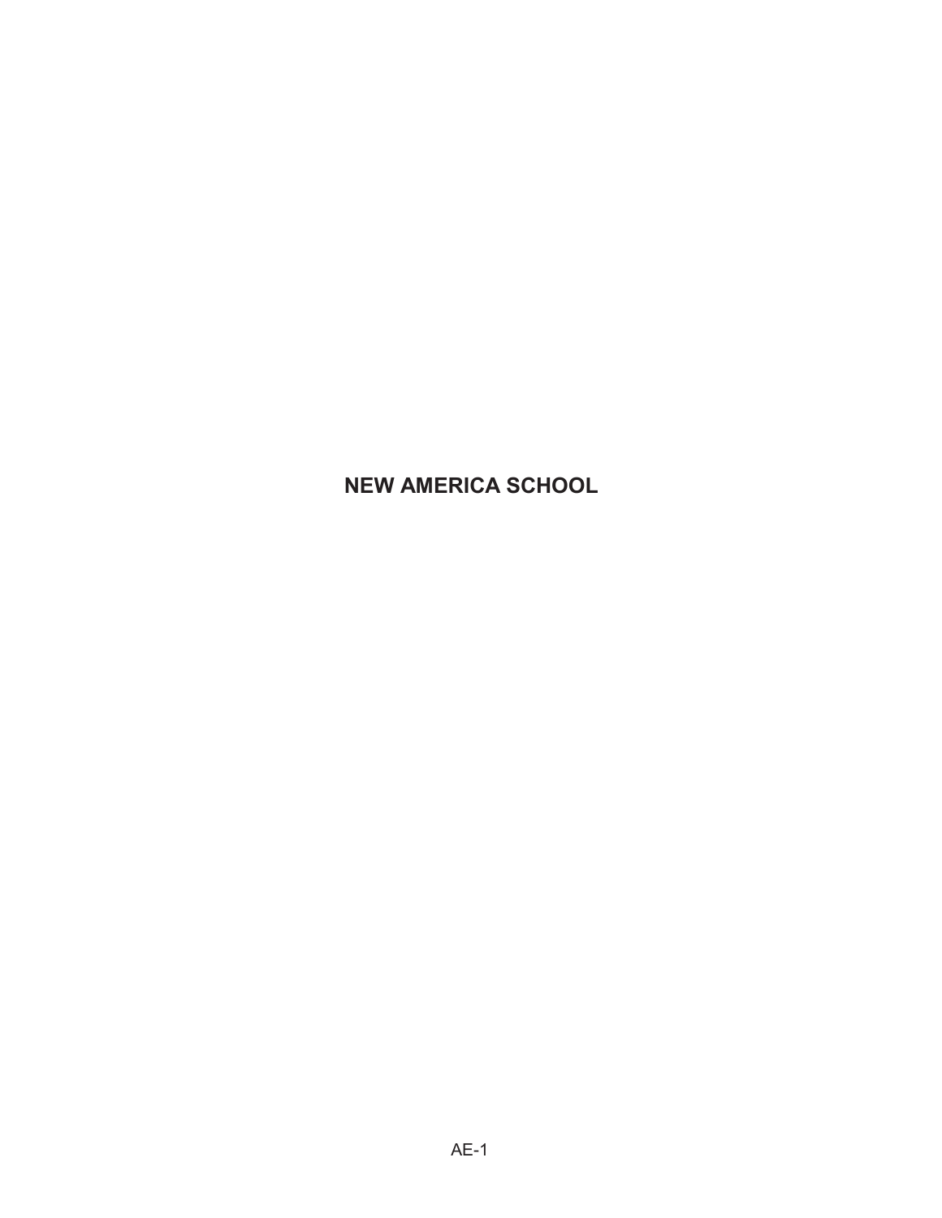# NEW AMERICA SCHOOL